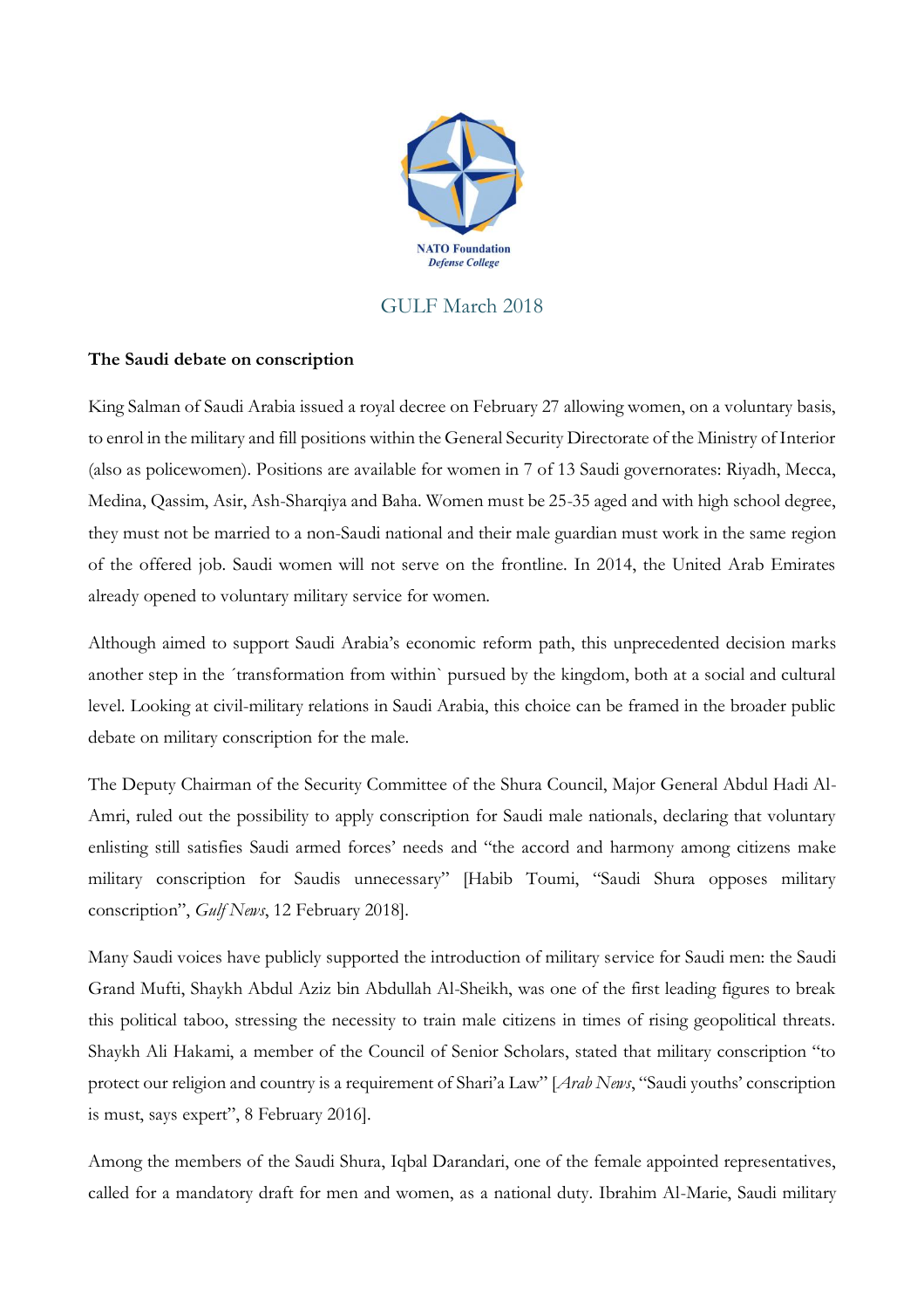NATO Foundation
*Defense College*

GULF March 2018

**The Saudi debate on conscription**

King Salman of Saudi Arabia issued a royal decree on February 27 allowing women, on a voluntary basis, to enrol in the military and fill positions within the General Security Directorate of the Ministry of Interior (also as policewomen). Positions are available for women in 7 of 13 Saudi governorates: Riyadh, Mecca, Medina, Qassim, Asir, Ash-Sharqiya and Baha. Women must be 25-35 aged and with high school degree, they must not be married to a non-Saudi national and their male guardian must work in the same region of the offered job. Saudi women will not serve on the frontline. In 2014, the United Arab Emirates already opened to voluntary military service for women.

Although aimed to support Saudi Arabia's economic reform path, this unprecedented decision marks another step in the ´transformation from within` pursued by the kingdom, both at a social and cultural level. Looking at civil-military relations in Saudi Arabia, this choice can be framed in the broader public debate on military conscription for the male.

The Deputy Chairman of the Security Committee of the Shura Council, Major General Abdul Hadi Al-Amri, ruled out the possibility to apply conscription for Saudi male nationals, declaring that voluntary enlisting still satisfies Saudi armed forces' needs and "the accord and harmony among citizens make military conscription for Saudis unnecessary" [Habib Toumi, "Saudi Shura opposes military conscription", *Gulf News*, 12 February 2018].

Many Saudi voices have publicly supported the introduction of military service for Saudi men: the Saudi Grand Mufti, Shaykh Abdul Aziz bin Abdullah Al-Sheikh, was one of the first leading figures to break this political taboo, stressing the necessity to train male citizens in times of rising geopolitical threats. Shaykh Ali Hakami, a member of the Council of Senior Scholars, stated that military conscription "to protect our religion and country is a requirement of Shari'a Law" [*Arab News*, "Saudi youths' conscription is must, says expert", 8 February 2016].

Among the members of the Saudi Shura, Iqbal Darandari, one of the female appointed representatives, called for a mandatory draft for men and women, as a national duty. Ibrahim Al-Marie, Saudi military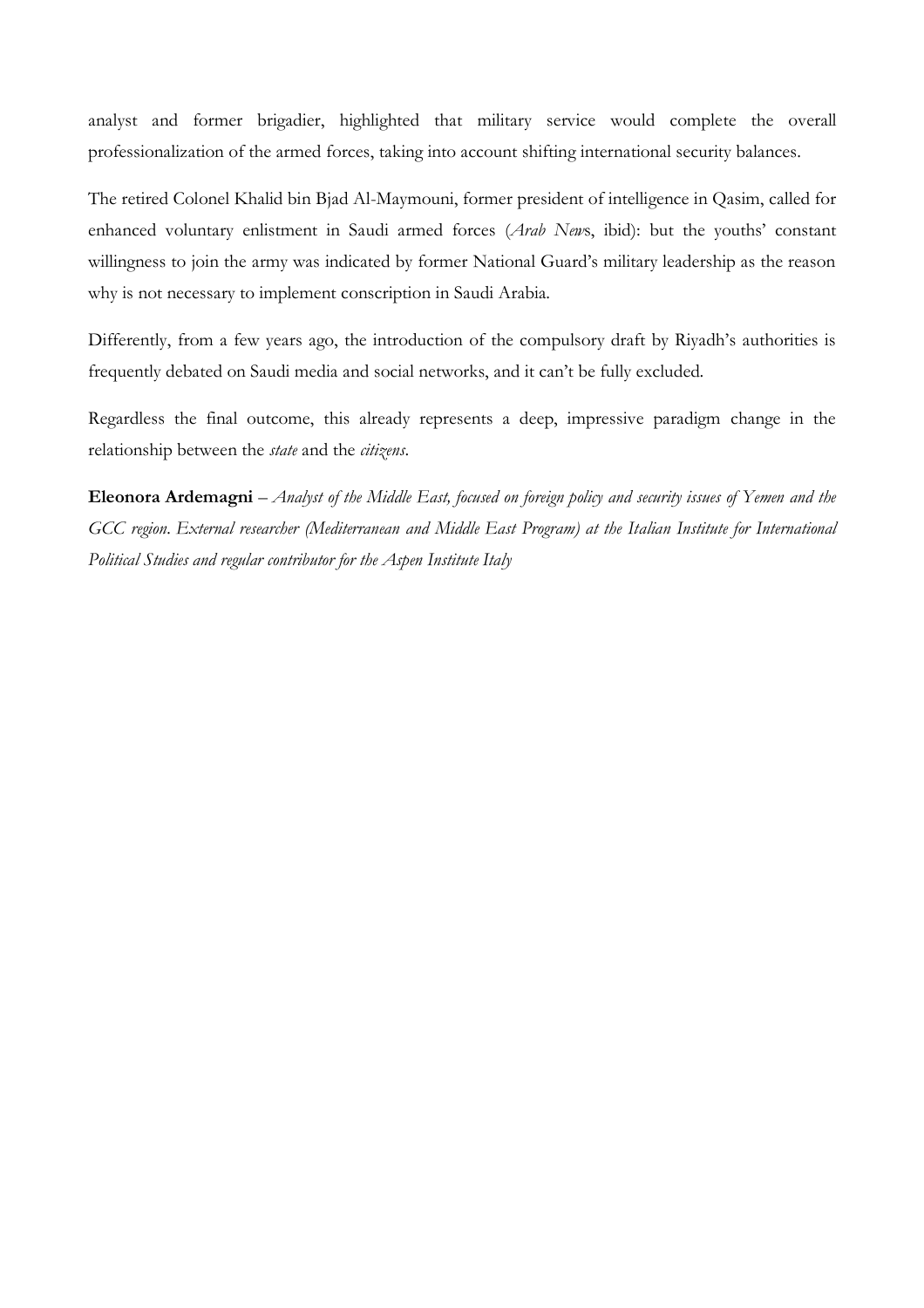analyst and former brigadier, highlighted that military service would complete the overall professionalization of the armed forces, taking into account shifting international security balances.

The retired Colonel Khalid bin Bjad Al-Maymouni, former president of intelligence in Qasim, called for enhanced voluntary enlistment in Saudi armed forces (*Arab News*, ibid): but the youths' constant willingness to join the army was indicated by former National Guard's military leadership as the reason why is not necessary to implement conscription in Saudi Arabia.

Differently, from a few years ago, the introduction of the compulsory draft by Riyadh's authorities is frequently debated on Saudi media and social networks, and it can't be fully excluded.

Regardless the final outcome, this already represents a deep, impressive paradigm change in the relationship between the *state* and the *citizens*.

**Eleonora Ardemagni** – *Analyst of the Middle East, focused on foreign policy and security issues of Yemen and the GCC region. External researcher (Mediterranean and Middle East Program) at the Italian Institute for International Political Studies and regular contributor for the Aspen Institute Italy*